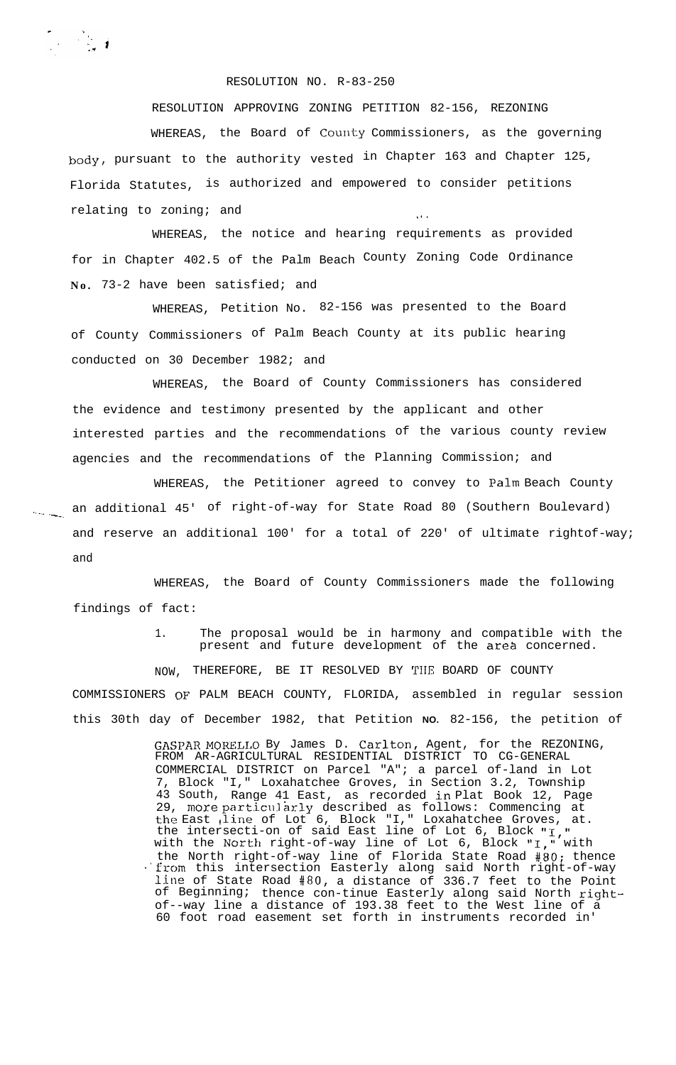RESOLUTION NO. R-83-250

RESOLUTION APPROVING ZONING PETITION 82-156, REZONING

WHEREAS, the Board of County Commissioners, as the governing body, pursuant to the authority vested in Chapter 163 and Chapter 125, Florida Statutes, is authorized and empowered to consider petitions relating to zoning; and

WHEREAS, the notice and hearing requirements as provided for in Chapter 402.5 of the Palm Beach County Zoning Code Ordinance No. 73-2 have been satisfied; and

WHEREAS, Petition No. 82-156 was presented to the Board of County Commissioners of Palm Beach County at its public hearing conducted on 30 December 1982; and

WHEREAS, the Board of County Commissioners has considered the evidence and testimony presented by the applicant and other interested parties and the recommendations of the various county review agencies and the recommendations of the Planning Commission; and

WHEREAS, the Petitioner agreed to convey to Palm Beach County an additional 45' of right-of-way for State Road 80 (Southern Boulevard) and reserve an additional 100' for a total of 220' of ultimate rightof-way; and

WHEREAS, the Board of County Commissioners made the following findings of fact:

1. The proposal would be in harmony and compatible with the present and future development of the area concerned.

NOW, THEREFORE, BE IT RESOLVED BY THE BOARD OF COUNTY COMMISSIONERS OF PALM BEACH COUNTY, FLORIDA, assembled in regular session this 30th day of December 1982, that Petition NO. 82-156, the petition of

GASPAR MORELLO By James D. Carlton, Agent, for the REZONING, FROM AR-AGRICULTURAL RESIDENTIAL DISTRICT TO CG-GENERAL COMMERCIAL DISTRICT on Parcel "A"; a parcel of-land in Lot 7, Block "I," Loxahatchee Groves, in Section 3.2, Township 43 South, Range 41 East, as recorded in Plat Book 12, Page 29, more particularly described as follows: Commencing at the East line of Lot 6, Block "I," Loxahatchee Groves, at. the intersecti-on of said East line of Lot 6, Block "I," with the North right-of-way line of Lot 6, Block "I," with the North right-of-way line of Florida State Road #80; thence from this intersection Easterly along said North right-of-way line of State Road #80, a distance of 336.7 feet to the Point of Beginning; thence con-tinue Easterly along said North right-of--way line a distance of 193.38 feet to the West line of a 60 foot road easement set forth in instruments recorded in'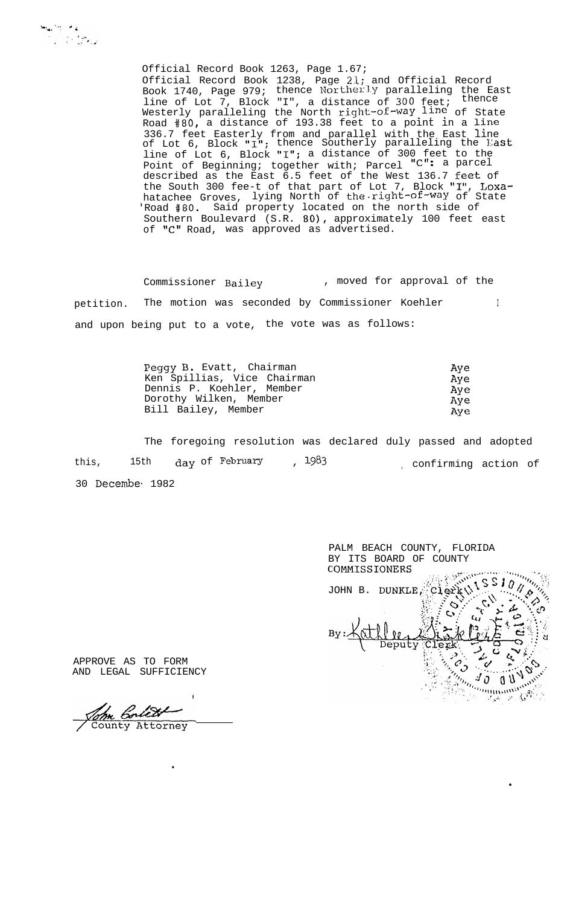Official Record Book 1263, Page 1.67; Official Record Book 1238, Page 21; and Official Record Book 1740, Page 979; thence Northerly paralleling the East line of Lot 7, Block "I", a distance of 300 feet; thence Westerly paralleling the North right-of-way line of State Road #80, a distance of 193.38 feet to a point in a line 336.7 feet Easterly from and parallel with the East line of Lot 6, Block "I"; thence Southerly paralleling the East line of Lot 6, Block "I"; a distance of 300 feet to the Point of Beginning; together with; Parcel "C": a parcel described as the East 6.5 feet of the West 136.7 feet of the South 300 fee-t of that part of Lot 7, Block "I", Loxahatachee Groves, lying North of the right-of-way of State Road #80. Said property located on the north side of Southern Boulevard (S.R. 80), approximately 100 feet east of "C" Road, was approved as advertised.

Commissioner Bailey, moved for approval of the petition. The motion was seconded by Commissioner Koehler and upon being put to a vote, the vote was as follows:

| | |
|---|---|
| Peggy B. Evatt, Chairman | Aye |
| Ken Spillias, Vice Chairman | Aye |
| Dennis P. Koehler, Member | Aye |
| Dorothy Wilken, Member | Aye |
| Bill Bailey, Member | Aye |

The foregoing resolution was declared duly passed and adopted this, 15th day of February, 1983, confirming action of 30 December 1982

PALM BEACH COUNTY, FLORIDA
BY ITS BOARD OF COUNTY COMMISSIONERS

JOHN B. DUNKLE, Clerk

By: Kathleen Dickler
Deputy Clerk

APPROVE AS TO FORM
AND LEGAL SUFFICIENCY

John Corbett
County Attorney